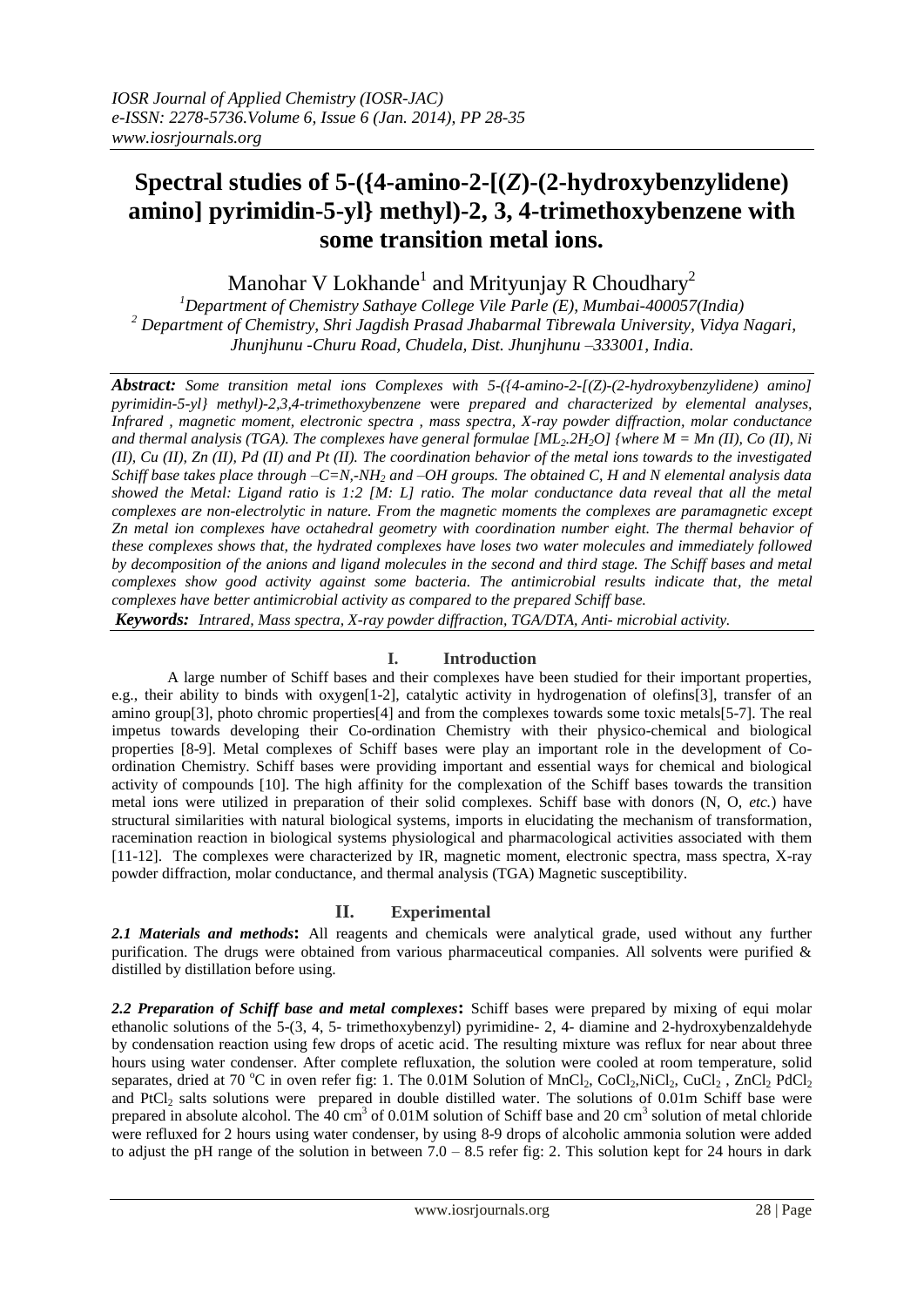# Spectral studies of 5-({4-amino-2-[(*Z*)-(2-hydroxybenzylidene) amino] pyrimidin-5-yl} methyl)-2, 3, 4-trimethoxybenzene with some transition metal ions.

Manohar V Lokhande[1] and Mrityunjay R Choudhary[2]

[1]Department of Chemistry Sathaye College Vile Parle (E), Mumbai-400057(India)
[2] Department of Chemistry, Shri Jagdish Prasad Jhabarmal Tibrewala University, Vidya Nagari, Jhunjhunu -Churu Road, Chudela, Dist. Jhunjhunu –333001, India.

***Abstract:*** *Some transition metal ions Complexes with 5-({4-amino-2-[(Z)-(2-hydroxybenzylidene) amino] pyrimidin-5-yl} methyl)-2,3,4-trimethoxybenzene were prepared and characterized by elemental analyses, Infrared , magnetic moment, electronic spectra , mass spectra, X-ray powder diffraction, molar conductance and thermal analysis (TGA). The complexes have general formulae $[ML_2.2H_2O]$ {where M = Mn (II), Co (II), Ni (II), Cu (II), Zn (II), Pd (II) and Pt (II). The coordination behavior of the metal ions towards to the investigated Schiff base takes place through –C=N,-$NH_2$ and –OH groups. The obtained C, H and N elemental analysis data showed the Metal: Ligand ratio is 1:2 [M: L] ratio. The molar conductance data reveal that all the metal complexes are non-electrolytic in nature. From the magnetic moments the complexes are paramagnetic except Zn metal ion complexes have octahedral geometry with coordination number eight. The thermal behavior of these complexes shows that, the hydrated complexes have loses two water molecules and immediately followed by decomposition of the anions and ligand molecules in the second and third stage. The Schiff bases and metal complexes show good activity against some bacteria. The antimicrobial results indicate that, the metal complexes have better antimicrobial activity as compared to the prepared Schiff base.*

***Keywords:*** *Intrared, Mass spectra, X-ray powder diffraction, TGA/DTA, Anti- microbial activity.*

## I. Introduction

A large number of Schiff bases and their complexes have been studied for their important properties, e.g., their ability to binds with oxygen[1-2], catalytic activity in hydrogenation of olefins[3], transfer of an amino group[3], photo chromic properties[4] and from the complexes towards some toxic metals[5-7]. The real impetus towards developing their Co-ordination Chemistry with their physico-chemical and biological properties [8-9]. Metal complexes of Schiff bases were play an important role in the development of Co-ordination Chemistry. Schiff bases were providing important and essential ways for chemical and biological activity of compounds [10]. The high affinity for the complexation of the Schiff bases towards the transition metal ions were utilized in preparation of their solid complexes. Schiff base with donors (N, O, *etc.*) have structural similarities with natural biological systems, imports in elucidating the mechanism of transformation, racemination reaction in biological systems physiological and pharmacological activities associated with them [11-12]. The complexes were characterized by IR, magnetic moment, electronic spectra, mass spectra, X-ray powder diffraction, molar conductance, and thermal analysis (TGA) Magnetic susceptibility.

## II. Experimental

***2.1 Materials and methods*:** All reagents and chemicals were analytical grade, used without any further purification. The drugs were obtained from various pharmaceutical companies. All solvents were purified & distilled by distillation before using.

***2.2 Preparation of Schiff base and metal complexes*:** Schiff bases were prepared by mixing of equi molar ethanolic solutions of the 5-(3, 4, 5- trimethoxybenzyl) pyrimidine- 2, 4- diamine and 2-hydroxybenzaldehyde by condensation reaction using few drops of acetic acid. The resulting mixture was reflux for near about three hours using water condenser. After complete refluxation, the solution were cooled at room temperature, solid separates, dried at 70 °C in oven refer fig: 1. The 0.01M Solution of $MnCl_2$, $CoCl_2$,$NiCl_2$, $CuCl_2$ , $ZnCl_2$ $PdCl_2$ and $PtCl_2$ salts solutions were prepared in double distilled water. The solutions of 0.01m Schiff base were prepared in absolute alcohol. The 40 $cm^3$ of 0.01M solution of Schiff base and 20 $cm^3$ solution of metal chloride were refluxed for 2 hours using water condenser, by using 8-9 drops of alcoholic ammonia solution were added to adjust the pH range of the solution in between 7.0 – 8.5 refer fig: 2. This solution kept for 24 hours in dark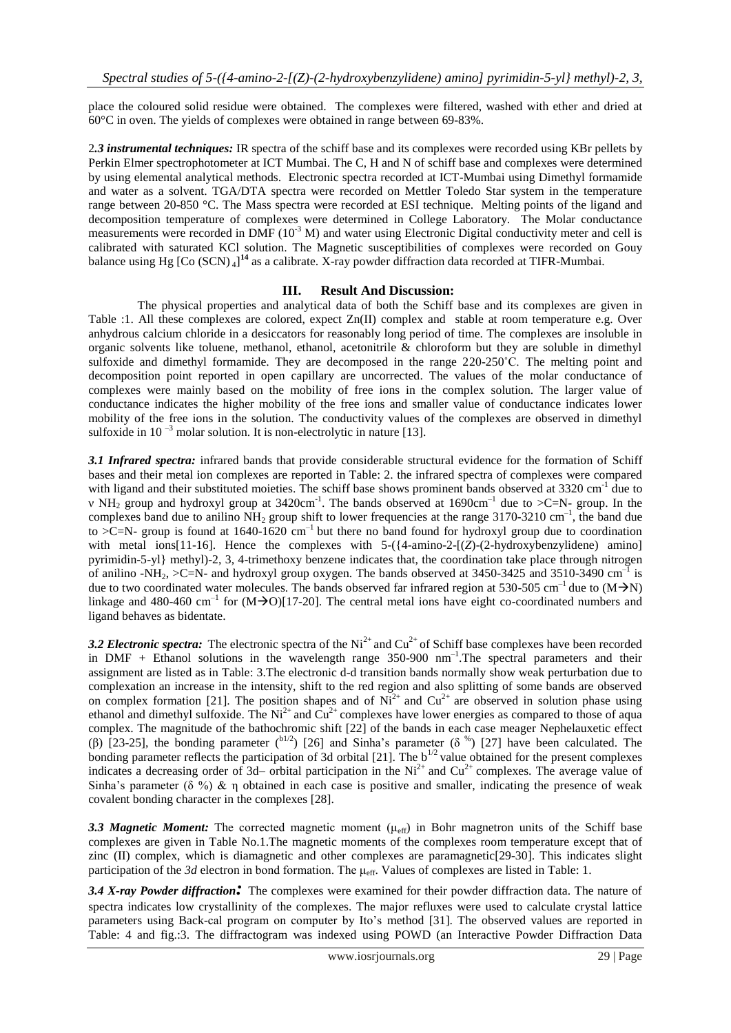place the coloured solid residue were obtained. The complexes were filtered, washed with ether and dried at 60°C in oven. The yields of complexes were obtained in range between 69-83%.

2.*3 instrumental techniques:* IR spectra of the schiff base and its complexes were recorded using KBr pellets by Perkin Elmer spectrophotometer at ICT Mumbai. The C, H and N of schiff base and complexes were determined by using elemental analytical methods. Electronic spectra recorded at ICT-Mumbai using Dimethyl formamide and water as a solvent. TGA/DTA spectra were recorded on Mettler Toledo Star system in the temperature range between 20-850 °C. The Mass spectra were recorded at ESI technique. Melting points of the ligand and decomposition temperature of complexes were determined in College Laboratory. The Molar conductance measurements were recorded in DMF ($10^{-3}$ M) and water using Electronic Digital conductivity meter and cell is calibrated with saturated KCl solution. The Magnetic susceptibilities of complexes were recorded on Gouy balance using Hg $[Co(SCN)_4]$[14] as a calibrate. X-ray powder diffraction data recorded at TIFR-Mumbai.

## III. Result And Discussion:

The physical properties and analytical data of both the Schiff base and its complexes are given in Table :1. All these complexes are colored, expect Zn(II) complex and stable at room temperature e.g. Over anhydrous calcium chloride in a desiccators for reasonably long period of time. The complexes are insoluble in organic solvents like toluene, methanol, ethanol, acetonitrile & chloroform but they are soluble in dimethyl sulfoxide and dimethyl formamide. They are decomposed in the range 220-250˚C. The melting point and decomposition point reported in open capillary are uncorrected. The values of the molar conductance of complexes were mainly based on the mobility of free ions in the complex solution. The larger value of conductance indicates the higher mobility of the free ions and smaller value of conductance indicates lower mobility of the free ions in the solution. The conductivity values of the complexes are observed in dimethyl sulfoxide in $10^{-3}$ molar solution. It is non-electrolytic in nature [13].

***3.1 Infrared spectra:*** infrared bands that provide considerable structural evidence for the formation of Schiff bases and their metal ion complexes are reported in Table: 2. the infrared spectra of complexes were compared with ligand and their substituted moieties. The schiff base shows prominent bands observed at 3320 $cm^{-1}$ due to ν $NH_2$ group and hydroxyl group at 3420$cm^{-1}$. The bands observed at 1690$cm^{-1}$ due to >C=N- group. In the complexes band due to anilino $NH_2$ group shift to lower frequencies at the range 3170-3210 $cm^{-1}$, the band due to >C=N- group is found at 1640-1620 $cm^{-1}$ but there no band found for hydroxyl group due to coordination with metal ions[11-16]. Hence the complexes with 5-({4-amino-2-[(*Z*)-(2-hydroxybenzylidene) amino] pyrimidin-5-yl} methyl)-2, 3, 4-trimethoxy benzene indicates that, the coordination take place through nitrogen of anilino -$NH_2$, >C=N- and hydroxyl group oxygen. The bands observed at 3450-3425 and 3510-3490 $cm^{-1}$ is due to two coordinated water molecules. The bands observed far infrared region at 530-505 $cm^{-1}$ due to (M→N) linkage and 480-460 $cm^{-1}$ for (M→O)[17-20]. The central metal ions have eight co-coordinated numbers and ligand behaves as bidentate.

***3.2 Electronic spectra:*** The electronic spectra of the $Ni^{2+}$ and $Cu^{2+}$ of Schiff base complexes have been recorded in DMF + Ethanol solutions in the wavelength range 350-900 $nm^{-1}$.The spectral parameters and their assignment are listed as in Table: 3.The electronic d-d transition bands normally show weak perturbation due to complexation an increase in the intensity, shift to the red region and also splitting of some bands are observed on complex formation [21]. The position shapes and of $Ni^{2+}$ and $Cu^{2+}$ are observed in solution phase using ethanol and dimethyl sulfoxide. The $Ni^{2+}$ and $Cu^{2+}$ complexes have lower energies as compared to those of aqua complex. The magnitude of the bathochromic shift [22] of the bands in each case meager Nephelauxetic effect (β) [23-25], the bonding parameter ($^{b1/2}$) [26] and Sinha's parameter ($\delta^{\%}$) [27] have been calculated. The bonding parameter reflects the participation of 3d orbital [21]. The $b^{1/2}$ value obtained for the present complexes indicates a decreasing order of 3d– orbital participation in the $Ni^{2+}$ and $Cu^{2+}$ complexes. The average value of Sinha's parameter (δ %) & η obtained in each case is positive and smaller, indicating the presence of weak covalent bonding character in the complexes [28].

***3.3 Magnetic Moment:*** The corrected magnetic moment ($\mu_{eff}$) in Bohr magnetron units of the Schiff base complexes are given in Table No.1.The magnetic moments of the complexes room temperature except that of zinc (II) complex, which is diamagnetic and other complexes are paramagnetic[29-30]. This indicates slight participation of the *3d* electron in bond formation. The $\mu_{eff}$. Values of complexes are listed in Table: 1.

***3.4 X-ray Powder diffraction:*** The complexes were examined for their powder diffraction data. The nature of spectra indicates low crystallinity of the complexes. The major refluxes were used to calculate crystal lattice parameters using Back-cal program on computer by Ito's method [31]. The observed values are reported in Table: 4 and fig.:3. The diffractogram was indexed using POWD (an Interactive Powder Diffraction Data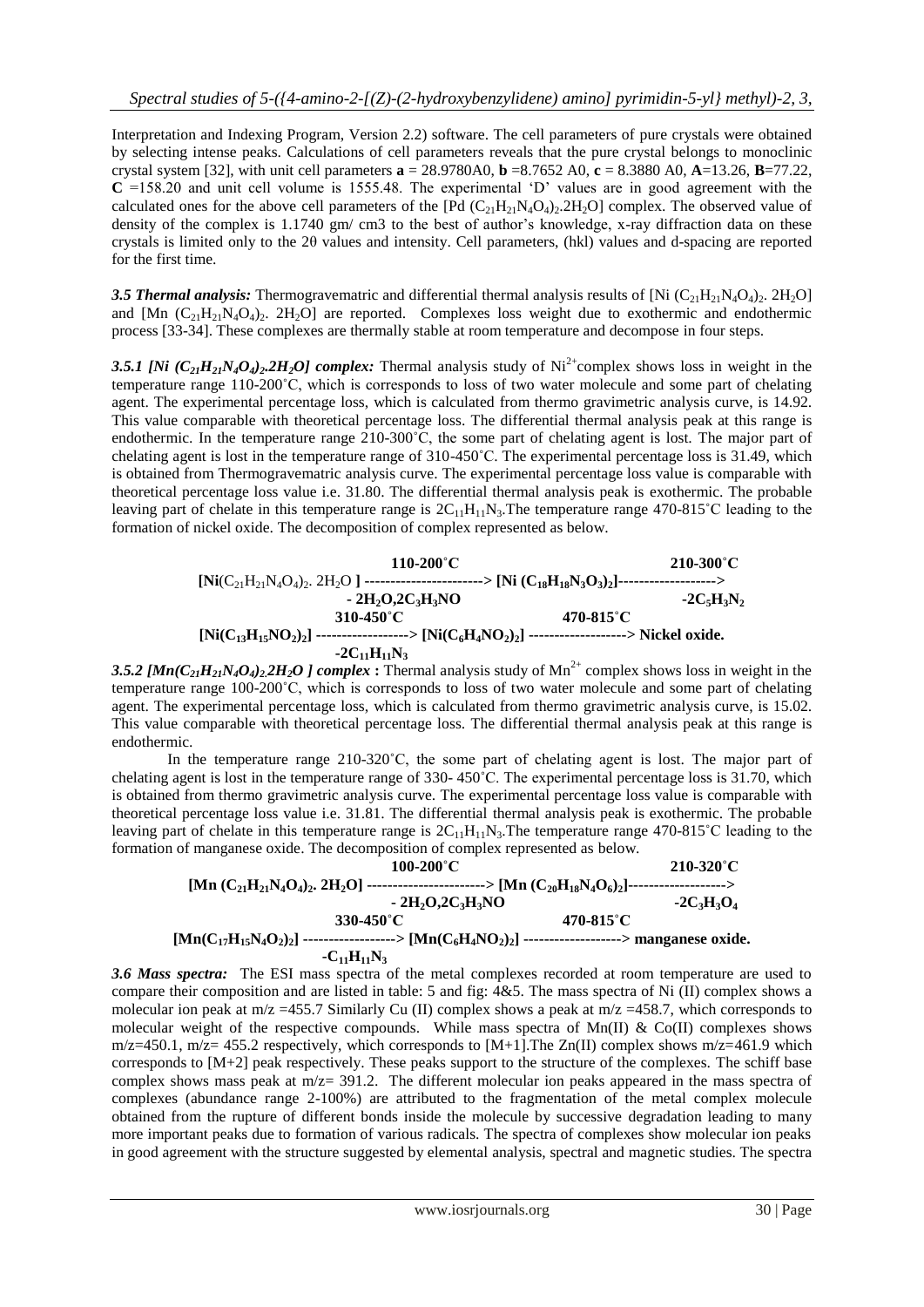Interpretation and Indexing Program, Version 2.2) software. The cell parameters of pure crystals were obtained by selecting intense peaks. Calculations of cell parameters reveals that the pure crystal belongs to monoclinic crystal system [32], with unit cell parameters **a** = 28.9780A0, **b** =8.7652 A0, **c** = 8.3880 A0, **A**=13.26, **B**=77.22, **C** =158.20 and unit cell volume is 1555.48. The experimental 'D' values are in good agreement with the calculated ones for the above cell parameters of the [Pd $(C_{21}H_{21}N_4O_4)_2$.2$H_2O$] complex. The observed value of density of the complex is 1.1740 gm/ cm3 to the best of author's knowledge, x-ray diffraction data on these crystals is limited only to the 2θ values and intensity. Cell parameters, (hkl) values and d-spacing are reported for the first time.

***3.5 Thermal analysis:*** Thermogravematric and differential thermal analysis results of [Ni $(C_{21}H_{21}N_4O_4)_2$. 2$H_2O$] and [Mn $(C_{21}H_{21}N_4O_4)_2$. 2$H_2O$] are reported. Complexes loss weight due to exothermic and endothermic process [33-34]. These complexes are thermally stable at room temperature and decompose in four steps.

***3.5.1 [Ni $(C_{21}H_{21}N_4O_4)_2$.2$H_2O$] complex:*** Thermal analysis study of $Ni^{2+}$complex shows loss in weight in the temperature range 110-200˚C, which is corresponds to loss of two water molecule and some part of chelating agent. The experimental percentage loss, which is calculated from thermo gravimetric analysis curve, is 14.92. This value comparable with theoretical percentage loss. The differential thermal analysis peak at this range is endothermic. In the temperature range 210-300˚C, the some part of chelating agent is lost. The major part of chelating agent is lost in the temperature range of 310-450˚C. The experimental percentage loss is 31.49, which is obtained from Thermogravematric analysis curve. The experimental percentage loss value is comparable with theoretical percentage loss value i.e. 31.80. The differential thermal analysis peak is exothermic. The probable leaving part of chelate in this temperature range is $2C_{11}H_{11}N_3$.The temperature range 470-815˚C leading to the formation of nickel oxide. The decomposition of complex represented as below.

$$[Ni(C_{21}H_{21}N_4O_4)_2.\ 2H_2O] \xrightarrow[-\ 2H_2O,2C_3H_3NO]{110\text{-}200^\circ C} [Ni\ (C_{18}H_{18}N_3O_3)_2] \xrightarrow[-2C_5H_3N_2]{210\text{-}300^\circ C}$$

$$[Ni(C_{13}H_{15}NO_2)_2] \xrightarrow[-2C_{11}H_{11}N_3]{310\text{-}450^\circ C} [Ni(C_6H_4NO_2)_2] \xrightarrow{470\text{-}815^\circ C} \text{Nickel oxide.}$$

***3.5.2 [Mn$(C_{21}H_{21}N_4O_4)_2$.2$H_2O$ ] complex :*** Thermal analysis study of $Mn^{2+}$ complex shows loss in weight in the temperature range 100-200˚C, which is corresponds to loss of two water molecule and some part of chelating agent. The experimental percentage loss, which is calculated from thermo gravimetric analysis curve, is 15.02. This value comparable with theoretical percentage loss. The differential thermal analysis peak at this range is endothermic.

In the temperature range 210-320˚C, the some part of chelating agent is lost. The major part of chelating agent is lost in the temperature range of 330- 450˚C. The experimental percentage loss is 31.70, which is obtained from thermo gravimetric analysis curve. The experimental percentage loss value is comparable with theoretical percentage loss value i.e. 31.81. The differential thermal analysis peak is exothermic. The probable leaving part of chelate in this temperature range is $2C_{11}H_{11}N_3$.The temperature range 470-815˚C leading to the formation of manganese oxide. The decomposition of complex represented as below.

$$[Mn\ (C_{21}H_{21}N_4O_4)_2.\ 2H_2O] \xrightarrow[-\ 2H_2O,2C_3H_3NO]{100\text{-}200^\circ C} [Mn\ (C_{20}H_{18}N_4O_6)_2] \xrightarrow[-2C_3H_3O_4]{210\text{-}320^\circ C}$$

$$[Mn(C_{17}H_{15}N_4O_2)_2] \xrightarrow[-C_{11}H_{11}N_3]{330\text{-}450^\circ C} [Mn(C_6H_4NO_2)_2] \xrightarrow{470\text{-}815^\circ C} \text{manganese oxide.}$$

***3.6 Mass spectra:*** The ESI mass spectra of the metal complexes recorded at room temperature are used to compare their composition and are listed in table: 5 and fig: 4&5. The mass spectra of Ni (II) complex shows a molecular ion peak at m/z =455.7 Similarly Cu (II) complex shows a peak at m/z =458.7, which corresponds to molecular weight of the respective compounds. While mass spectra of Mn(II) & Co(II) complexes shows m/z=450.1, m/z= 455.2 respectively, which corresponds to [M+1].The Zn(II) complex shows m/z=461.9 which corresponds to [M+2] peak respectively. These peaks support to the structure of the complexes. The schiff base complex shows mass peak at m/z= 391.2. The different molecular ion peaks appeared in the mass spectra of complexes (abundance range 2-100%) are attributed to the fragmentation of the metal complex molecule obtained from the rupture of different bonds inside the molecule by successive degradation leading to many more important peaks due to formation of various radicals. The spectra of complexes show molecular ion peaks in good agreement with the structure suggested by elemental analysis, spectral and magnetic studies. The spectra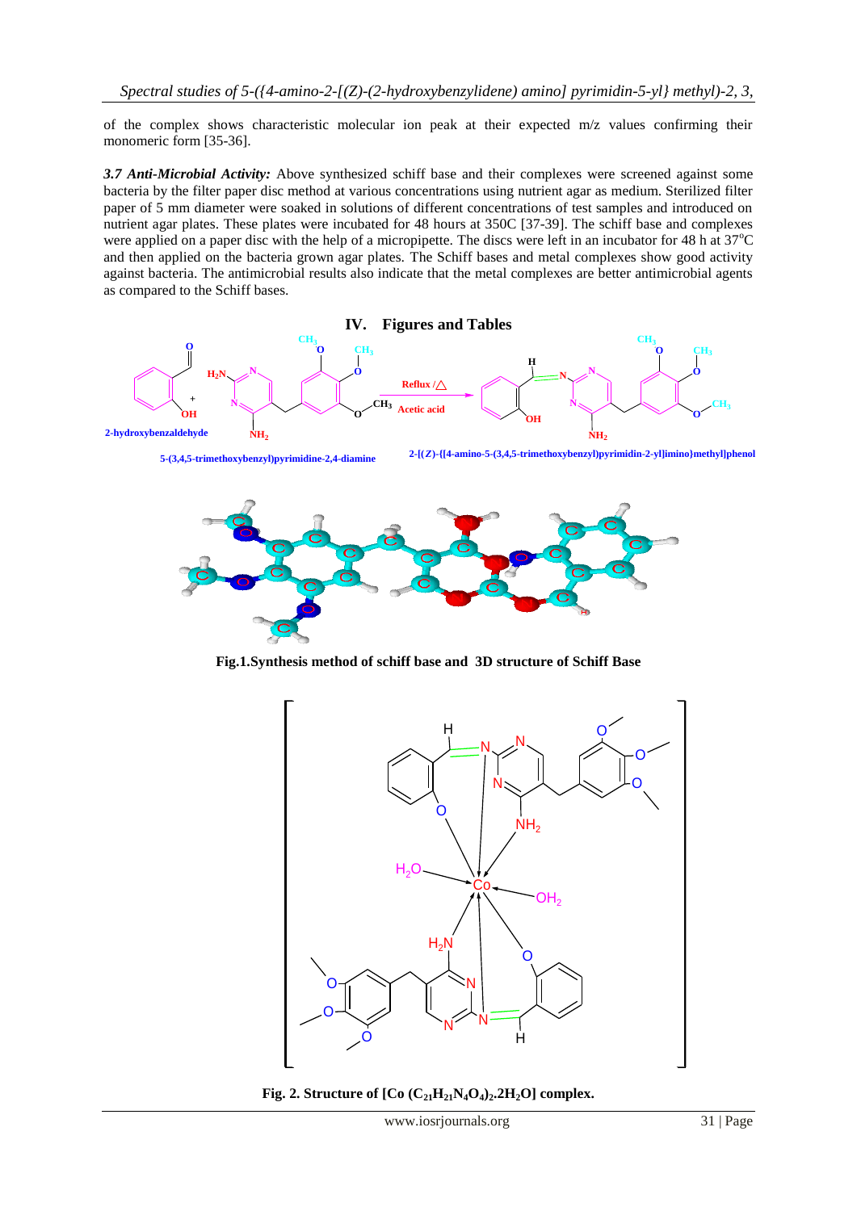of the complex shows characteristic molecular ion peak at their expected m/z values confirming their monomeric form [35-36].

***3.7 Anti-Microbial Activity:*** Above synthesized schiff base and their complexes were screened against some bacteria by the filter paper disc method at various concentrations using nutrient agar as medium. Sterilized filter paper of 5 mm diameter were soaked in solutions of different concentrations of test samples and introduced on nutrient agar plates. These plates were incubated for 48 hours at 350C [37-39]. The schiff base and complexes were applied on a paper disc with the help of a micropipette. The discs were left in an incubator for 48 h at 37$^{o}$C and then applied on the bacteria grown agar plates. The Schiff bases and metal complexes show good activity against bacteria. The antimicrobial results also indicate that the metal complexes are better antimicrobial agents as compared to the Schiff bases.

## IV. Figures and Tables

2-hydroxybenzaldehyde + 5-(3,4,5-trimethoxybenzyl)pyrimidine-2,4-diamine → (Reflux /△, Acetic acid) → 2-[(Z)-{[4-amino-5-(3,4,5-trimethoxybenzyl)pyrimidin-2-yl]imino}methyl]phenol

**Fig.1.Synthesis method of schiff base and 3D structure of Schiff Base**

**Fig. 2. Structure of [Co $(C_{21}H_{21}N_4O_4)_2.2H_2O$] complex.**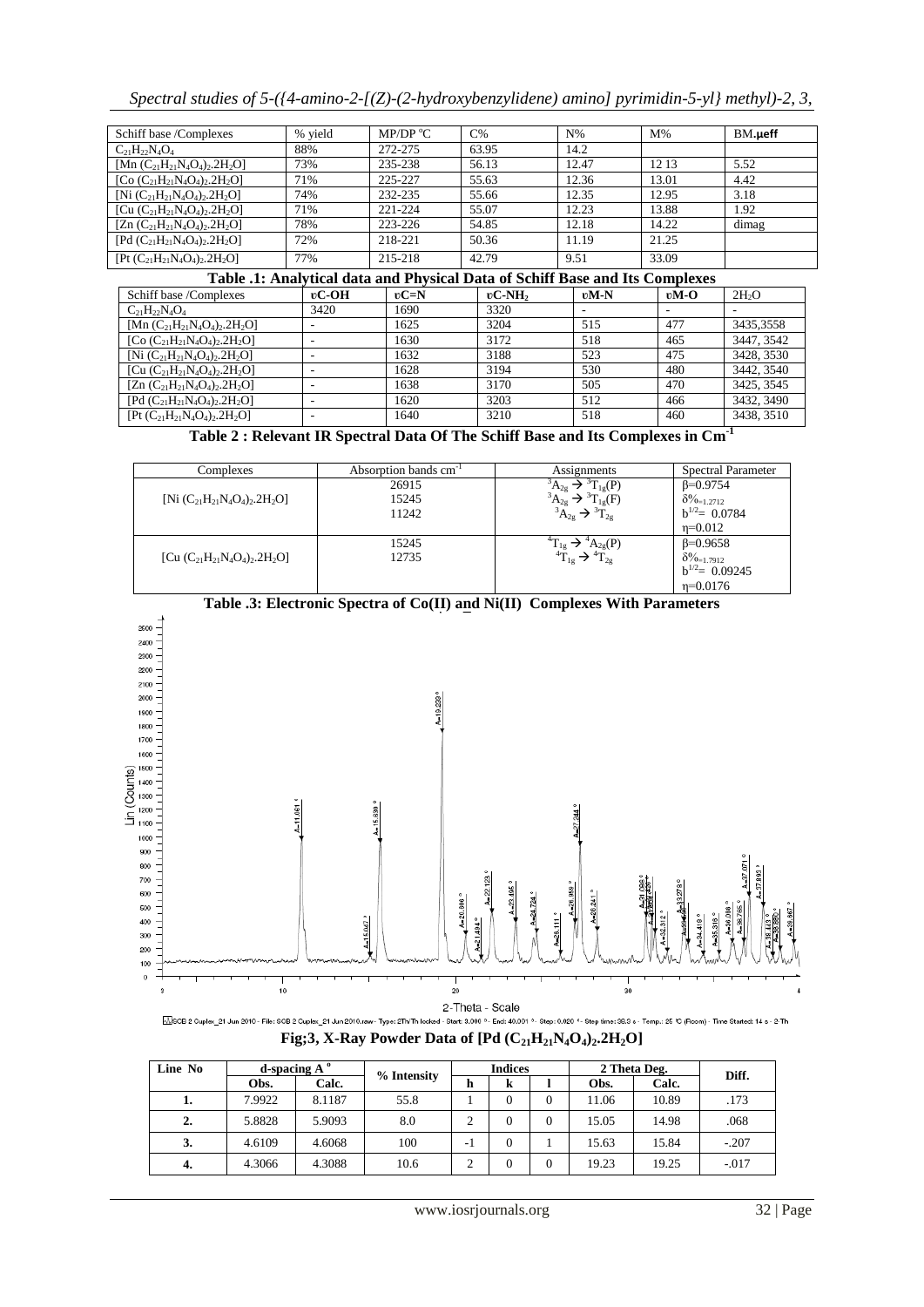| Schiff base /Complexes | % yield | MP/DP °C | C% | N% | M% | BM.**μeff** |
|---|---|---|---|---|---|---|
| $C_{21}H_{22}N_4O_4$ | 88% | 272-275 | 63.95 | 14.2 | | |
| [Mn $(C_{21}H_{21}N_4O_4)_2.2H_2O$] | 73% | 235-238 | 56.13 | 12.47 | 12 13 | 5.52 |
| [Co $(C_{21}H_{21}N_4O_4)_2.2H_2O$] | 71% | 225-227 | 55.63 | 12.36 | 13.01 | 4.42 |
| [Ni $(C_{21}H_{21}N_4O_4)_2.2H_2O$] | 74% | 232-235 | 55.66 | 12.35 | 12.95 | 3.18 |
| [Cu $(C_{21}H_{21}N_4O_4)_2.2H_2O$] | 71% | 221-224 | 55.07 | 12.23 | 13.88 | 1.92 |
| [Zn $(C_{21}H_{21}N_4O_4)_2.2H_2O$] | 78% | 223-226 | 54.85 | 12.18 | 14.22 | dimag |
| [Pd $(C_{21}H_{21}N_4O_4)_2.2H_2O$] | 72% | 218-221 | 50.36 | 11.19 | 21.25 | |
| [Pt $(C_{21}H_{21}N_4O_4)_2.2H_2O$] | 77% | 215-218 | 42.79 | 9.51 | 33.09 | |

**Table .1: Analytical data and Physical Data of Schiff Base and Its Complexes**

| Schiff base /Complexes | υC-OH | υC=N | $υC-NH_2$ | υM-N | υM-O | $2H_2O$ |
|---|---|---|---|---|---|---|
| $C_{21}H_{22}N_4O_4$ | 3420 | 1690 | 3320 | - | - | - |
| [Mn $(C_{21}H_{21}N_4O_4)_2.2H_2O$] | - | 1625 | 3204 | 515 | 477 | 3435,3558 |
| [Co $(C_{21}H_{21}N_4O_4)_2.2H_2O$] | - | 1630 | 3172 | 518 | 465 | 3447, 3542 |
| [Ni $(C_{21}H_{21}N_4O_4)_2.2H_2O$] | - | 1632 | 3188 | 523 | 475 | 3428, 3530 |
| [Cu $(C_{21}H_{21}N_4O_4)_2.2H_2O$] | - | 1628 | 3194 | 530 | 480 | 3442, 3540 |
| [Zn $(C_{21}H_{21}N_4O_4)_2.2H_2O$] | - | 1638 | 3170 | 505 | 470 | 3425, 3545 |
| [Pd $(C_{21}H_{21}N_4O_4)_2.2H_2O$] | - | 1620 | 3203 | 512 | 466 | 3432, 3490 |
| [Pt $(C_{21}H_{21}N_4O_4)_2.2H_2O$] | - | 1640 | 3210 | 518 | 460 | 3438, 3510 |

**Table 2 : Relevant IR Spectral Data Of The Schiff Base and Its Complexes in $Cm^{-1}$**

| Complexes | Absorption bands $cm^{-1}$ | Assignments | Spectral Parameter |
|---|---|---|---|
| [Ni $(C_{21}H_{21}N_4O_4)_2.2H_2O$] | 26915<br>15245<br>11242 | $^3A_{2g} \rightarrow {}^3T_{1g}(P)$<br>$^3A_{2g} \rightarrow {}^3T_{1g}(F)$<br>$^3A_{2g} \rightarrow {}^3T_{2g}$ | β=0.9754<br>$δ\%_{=1.2712}$<br>$b^{1/2}$= 0.0784<br>η=0.012 |
| [Cu $(C_{21}H_{21}N_4O_4)_2.2H_2O$] | 15245<br>12735 | $^4T_{1g} \rightarrow {}^4A_{2g}(P)$<br>$^4T_{1g} \rightarrow {}^4T_{2g}$ | β=0.9658<br>$δ\%_{=1.7912}$<br>$b^{1/2}$= 0.09245<br>η=0.0176 |

**Table .3: Electronic Spectra of Co(II) and Ni(II) Complexes With Parameters**

**Fig;3, X-Ray Powder Data of [Pd $(C_{21}H_{21}N_4O_4)_2.2H_2O$]**

| Line No | d-spacing A ° | | % Intensity | Indices | | | 2 Theta Deg. | | Diff. |
|---|---|---|---|---|---|---|---|---|---|
| | Obs. | Calc. | | h | k | l | Obs. | Calc. | |
| **1.** | 7.9922 | 8.1187 | 55.8 | 1 | 0 | 0 | 11.06 | 10.89 | .173 |
| **2.** | 5.8828 | 5.9093 | 8.0 | 2 | 0 | 0 | 15.05 | 14.98 | .068 |
| **3.** | 4.6109 | 4.6068 | 100 | -1 | 0 | 1 | 15.63 | 15.84 | -.207 |
| **4.** | 4.3066 | 4.3088 | 10.6 | 2 | 0 | 0 | 19.23 | 19.25 | -.017 |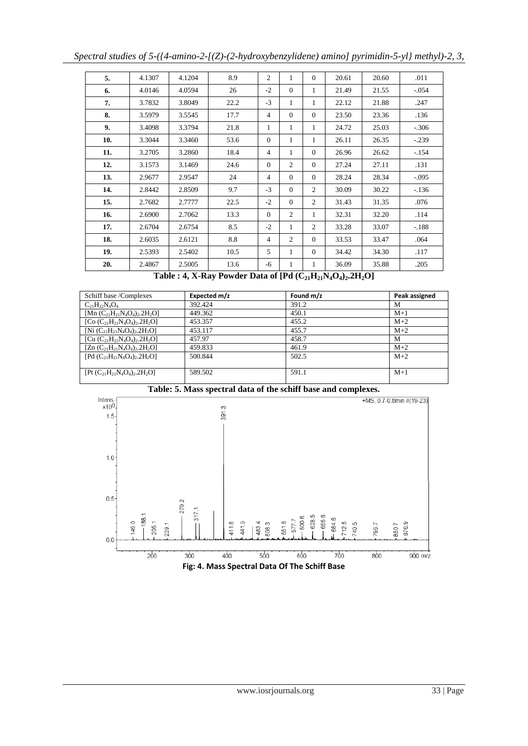| 5. | 4.1307 | 4.1204 | 8.9 | 2 | 1 | 0 | 20.61 | 20.60 | .011 |
|---|---|---|---|---|---|---|---|---|---|
| 6. | 4.0146 | 4.0594 | 26 | -2 | 0 | 1 | 21.49 | 21.55 | -.054 |
| 7. | 3.7832 | 3.8049 | 22.2 | -3 | 1 | 1 | 22.12 | 21.88 | .247 |
| 8. | 3.5979 | 3.5545 | 17.7 | 4 | 0 | 0 | 23.50 | 23.36 | .136 |
| 9. | 3.4098 | 3.3794 | 21.8 | 1 | 1 | 1 | 24.72 | 25.03 | -.306 |
| 10. | 3.3044 | 3.3460 | 53.6 | 0 | 1 | 1 | 26.11 | 26.35 | -.239 |
| 11. | 3.2705 | 3.2860 | 18.4 | 4 | 1 | 0 | 26.96 | 26.62 | -.154 |
| 12. | 3.1573 | 3.1469 | 24.6 | 0 | 2 | 0 | 27.24 | 27.11 | .131 |
| 13. | 2.9677 | 2.9547 | 24 | 4 | 0 | 0 | 28.24 | 28.34 | -.095 |
| 14. | 2.8442 | 2.8509 | 9.7 | -3 | 0 | 2 | 30.09 | 30.22 | -.136 |
| 15. | 2.7682 | 2.7777 | 22.5 | -2 | 0 | 2 | 31.43 | 31.35 | .076 |
| 16. | 2.6900 | 2.7062 | 13.3 | 0 | 2 | 1 | 32.31 | 32.20 | .114 |
| 17. | 2.6704 | 2.6754 | 8.5 | -2 | 1 | 2 | 33.28 | 33.07 | -.188 |
| 18. | 2.6035 | 2.6121 | 8.8 | 4 | 2 | 0 | 33.53 | 33.47 | .064 |
| 19. | 2.5393 | 2.5402 | 10.5 | 5 | 1 | 0 | 34.42 | 34.30 | .117 |
| 20. | 2.4867 | 2.5005 | 13.6 | -6 | 1 | 1 | 36.09 | 35.88 | .205 |

**Table : 4, X-Ray Powder Data of [Pd $(C_{21}H_{21}N_4O_4)_2.2H_2O$]**

| Schiff base /Complexes | Expected m/z | Found m/z | Peak assigned |
|---|---|---|---|
| $C_{21}H_{22}N_4O_4$ | 392.424 | 391.2 | M |
| [Mn $(C_{21}H_{21}N_4O_4)_2.2H_2O$] | 449.362 | 450.1 | M+1 |
| [Co $(C_{21}H_{21}N_4O_4)_2.2H_2O$] | 453.357 | 455.2 | M+2 |
| [Ni $(C_{21}H_{21}N_4O_4)_2.2H_2O$] | 453.117 | 455.7 | M+2 |
| [Cu $(C_{21}H_{21}N_4O_4)_2.2H_2O$] | 457.97 | 458.7 | M |
| [Zn $(C_{21}H_{21}N_4O_4)_2.2H_2O$] | 459.833 | 461.9 | M+2 |
| [Pd $(C_{21}H_{21}N_4O_4)_2.2H_2O$] | 500.844 | 502.5 | M+2 |
| [Pt $(C_{21}H_{21}N_4O_4)_2.2H_2O$] | 589.502 | 591.1 | M+1 |

**Table: 5. Mass spectral data of the schiff base and complexes.**

**Fig: 4. Mass Spectral Data Of The Schiff Base**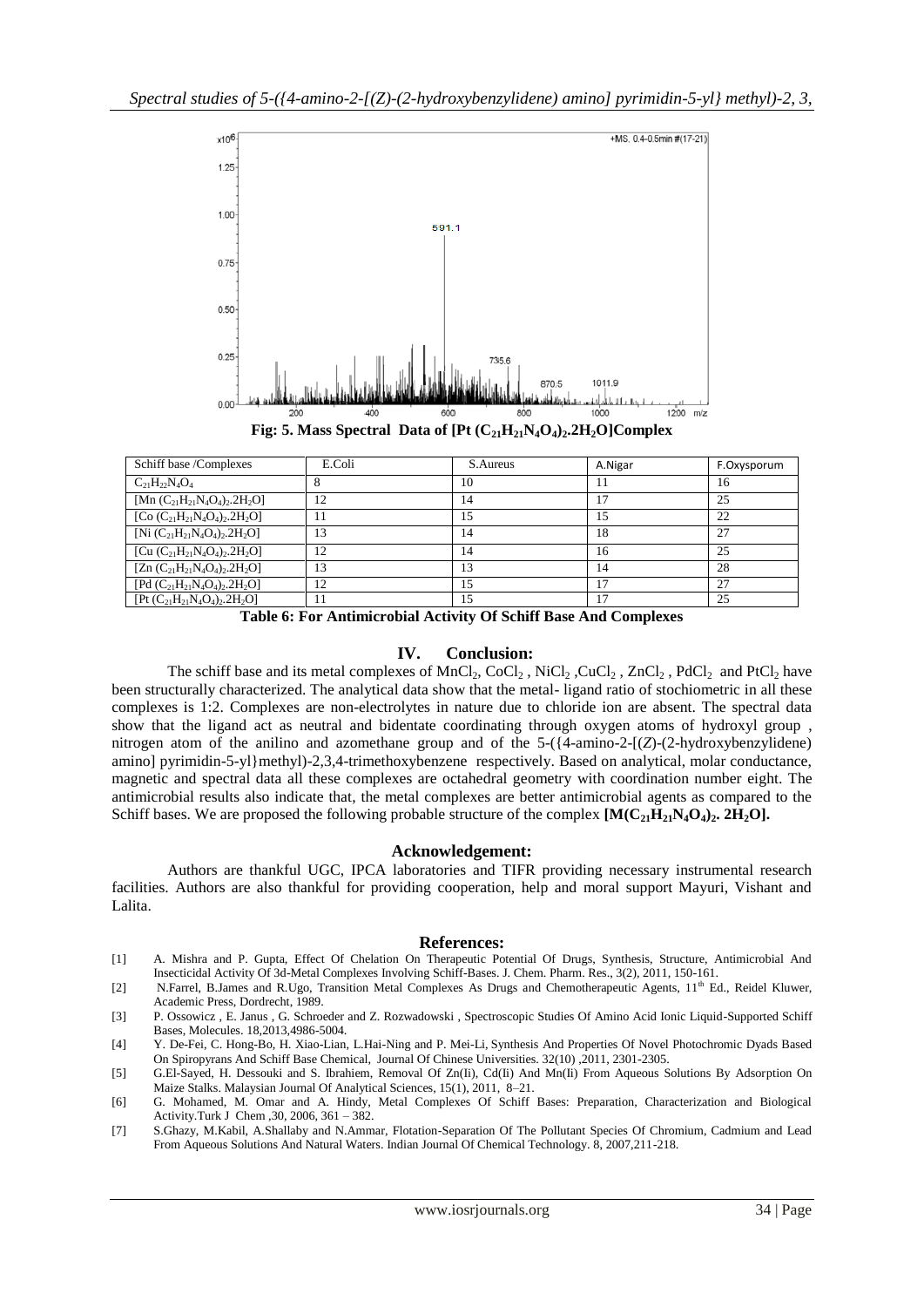Fig: 5. Mass Spectral Data of $[Pt (C_{21}H_{21}N_4O_4)_2.2H_2O]$Complex

| Schiff base /Complexes | E.Coli | S.Aureus | A.Nigar | F.Oxysporum |
|---|---|---|---|---|
| $C_{21}H_{22}N_4O_4$ | 8 | 10 | 11 | 16 |
| $[Mn (C_{21}H_{21}N_4O_4)_2.2H_2O]$ | 12 | 14 | 17 | 25 |
| $[Co (C_{21}H_{21}N_4O_4)_2.2H_2O]$ | 11 | 15 | 15 | 22 |
| $[Ni (C_{21}H_{21}N_4O_4)_2.2H_2O]$ | 13 | 14 | 18 | 27 |
| $[Cu (C_{21}H_{21}N_4O_4)_2.2H_2O]$ | 12 | 14 | 16 | 25 |
| $[Zn (C_{21}H_{21}N_4O_4)_2.2H_2O]$ | 13 | 13 | 14 | 28 |
| $[Pd (C_{21}H_{21}N_4O_4)_2.2H_2O]$ | 12 | 15 | 17 | 27 |
| $[Pt (C_{21}H_{21}N_4O_4)_2.2H_2O]$ | 11 | 15 | 17 | 25 |

**Table 6: For Antimicrobial Activity Of Schiff Base And Complexes**

## IV. Conclusion:

The schiff base and its metal complexes of $MnCl_2$, $CoCl_2$ , $NiCl_2$ ,$CuCl_2$ , $ZnCl_2$ , $PdCl_2$ and $PtCl_2$ have been structurally characterized. The analytical data show that the metal- ligand ratio of stochiometric in all these complexes is 1:2. Complexes are non-electrolytes in nature due to chloride ion are absent. The spectral data show that the ligand act as neutral and bidentate coordinating through oxygen atoms of hydroxyl group , nitrogen atom of the anilino and azomethane group and of the 5-({4-amino-2-[(*Z*)-(2-hydroxybenzylidene) amino] pyrimidin-5-yl}methyl)-2,3,4-trimethoxybenzene respectively. Based on analytical, molar conductance, magnetic and spectral data all these complexes are octahedral geometry with coordination number eight. The antimicrobial results also indicate that, the metal complexes are better antimicrobial agents as compared to the Schiff bases. We are proposed the following probable structure of the complex $[M(C_{21}H_{21}N_4O_4)_2. 2H_2O]$.

## Acknowledgement:

Authors are thankful UGC, IPCA laboratories and TIFR providing necessary instrumental research facilities. Authors are also thankful for providing cooperation, help and moral support Mayuri, Vishant and Lalita.

## References:

[1] A. Mishra and P. Gupta, Effect Of Chelation On Therapeutic Potential Of Drugs, Synthesis, Structure, Antimicrobial And Insecticidal Activity Of 3d-Metal Complexes Involving Schiff-Bases. J. Chem. Pharm. Res., 3(2), 2011, 150-161.

[2] N.Farrel, B.James and R.Ugo, Transition Metal Complexes As Drugs and Chemotherapeutic Agents, 11th Ed., Reidel Kluwer, Academic Press, Dordrecht, 1989.

[3] P. Ossowicz , E. Janus , G. Schroeder and Z. Rozwadowski , Spectroscopic Studies Of Amino Acid Ionic Liquid-Supported Schiff Bases, Molecules. 18,2013,4986-5004.

[4] Y. De-Fei, C. Hong-Bo, H. Xiao-Lian, L.Hai-Ning and P. Mei-Li, Synthesis And Properties Of Novel Photochromic Dyads Based On Spiropyrans And Schiff Base Chemical, Journal Of Chinese Universities. 32(10) ,2011, 2301-2305.

[5] G.El-Sayed, H. Dessouki and S. Ibrahiem, Removal Of Zn(Ii), Cd(Ii) And Mn(Ii) From Aqueous Solutions By Adsorption On Maize Stalks. Malaysian Journal Of Analytical Sciences, 15(1), 2011, 8–21.

[6] G. Mohamed, M. Omar and A. Hindy, Metal Complexes Of Schiff Bases: Preparation, Characterization and Biological Activity.Turk J Chem ,30, 2006, 361 – 382.

[7] S.Ghazy, M.Kabil, A.Shallaby and N.Ammar, Flotation-Separation Of The Pollutant Species Of Chromium, Cadmium and Lead From Aqueous Solutions And Natural Waters. Indian Journal Of Chemical Technology. 8, 2007,211-218.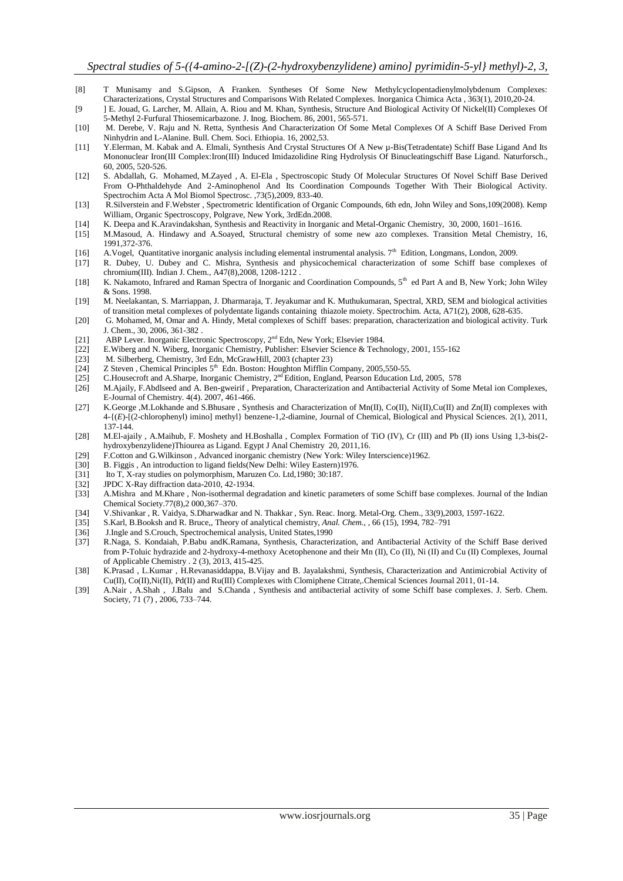[8] T Munisamy and S.Gipson, A Franken. Syntheses Of Some New Methylcyclopentadienylmolybdenum Complexes: Characterizations, Crystal Structures and Comparisons With Related Complexes. Inorganica Chimica Acta , 363(1), 2010,20-24.

[9 ] E. Jouad, G. Larcher, M. Allain, A. Riou and M. Khan, Synthesis, Structure And Biological Activity Of Nickel(II) Complexes Of 5-Methyl 2-Furfural Thiosemicarbazone. J. Inog. Biochem. 86, 2001, 565-571.

[10] M. Derebe, V. Raju and N. Retta, Synthesis And Characterization Of Some Metal Complexes Of A Schiff Base Derived From Ninhydrin and L-Alanine. Bull. Chem. Soci. Ethiopia. 16, 2002,53.

[11] Y.Elerman, M. Kabak and A. Elmali, Synthesis And Crystal Structures Of A New μ-Bis(Tetradentate) Schiff Base Ligand And Its Mononuclear Iron(III Complex:Iron(III) Induced Imidazolidine Ring Hydrolysis Of Binucleatingschiff Base Ligand. Naturforsch., 60, 2005, 520-526.

[12] S. Abdallah, G. Mohamed, M.Zayed , A. El-Ela , Spectroscopic Study Of Molecular Structures Of Novel Schiff Base Derived From O-Phthaldehyde And 2-Aminophenol And Its Coordination Compounds Together With Their Biological Activity. Spectrochim Acta A Mol Biomol Spectrosc. ,73(5),2009, 833-40.

[13] R.Silverstein and F.Webster , Spectrometric Identification of Organic Compounds, 6th edn, John Wiley and Sons,109(2008). Kemp William, Organic Spectroscopy, Polgrave, New York, 3rdEdn.2008.

[14] K. Deepa and K.Aravindakshan, Synthesis and Reactivity in Inorganic and Metal-Organic Chemistry, 30, 2000, 1601–1616.

[15] M.Masoud, A. Hindawy and A.Soayed, Structural chemistry of some new azo complexes. Transition Metal Chemistry, 16, 1991,372-376.

[16] A.Vogel, Quantitative inorganic analysis including elemental instrumental analysis. 7th Edition, Longmans, London, 2009.

[17] R. Dubey, U. Dubey and C. Mishra, Synthesis and physicochemical characterization of some Schiff base complexes of chromium(III). Indian J. Chem., A47(8),2008, 1208-1212 .

[18] K. Nakamoto, Infrared and Raman Spectra of Inorganic and Coordination Compounds, 5th ed Part A and B, New York; John Wiley & Sons. 1998.

[19] M. Neelakantan, S. Marriappan, J. Dharmaraja, T. Jeyakumar and K. Muthukumaran, Spectral, XRD, SEM and biological activities of transition metal complexes of polydentate ligands containing thiazole moiety. Spectrochim. Acta, A71(2), 2008, 628-635.

[20] G. Mohamed, M, Omar and A. Hindy, Metal complexes of Schiff bases: preparation, characterization and biological activity. Turk J. Chem., 30, 2006, 361-382 .

[21] ABP Lever. Inorganic Electronic Spectroscopy, 2nd Edn, New York; Elsevier 1984.

[22] E.Wiberg and N. Wiberg, Inorganic Chemistry, Publisher: Elsevier Science & Technology, 2001, 155-162

[23] M. Silberberg, Chemistry, 3rd Edn, McGrawHill, 2003 (chapter 23)

[24] Z Steven , Chemical Principles 5th Edn. Boston: Houghton Mifflin Company, 2005,550-55.

[25] C.Housecroft and A.Sharpe, Inorganic Chemistry, 2nd Edition, England, Pearson Education Ltd, 2005, 578

[26] M.Ajaily, F.Abdlseed and A. Ben-gweirif , Preparation, Characterization and Antibacterial Activity of Some Metal ion Complexes, E-Journal of Chemistry. 4(4). 2007, 461-466.

[27] K.George ,M.Lokhande and S.Bhusare , Synthesis and Characterization of Mn(II), Co(II), Ni(II),Cu(II) and Zn(II) complexes with 4-{(*E*)-[(2-chlorophenyl) imino] methyl} benzene-1,2-diamine, Journal of Chemical, Biological and Physical Sciences. 2(1), 2011, 137-144.

[28] M.El-ajaily , A.Maihub, F. Moshety and H.Boshalla , Complex Formation of TiO (IV), Cr (III) and Pb (II) ions Using 1,3-bis(2-hydroxybenzylidene)Thiourea as Ligand. Egypt J Anal Chemistry 20, 2011,16.

[29] F.Cotton and G.Wilkinson , Advanced inorganic chemistry (New York: Wiley Interscience)1962.

[30] B. Figgis , An introduction to ligand fields(New Delhi: Wiley Eastern)1976.

[31] Ito T, X-ray studies on polymorphism, Maruzen Co. Ltd,1980; 30:187.

[32] JPDC X-Ray diffraction data-2010, 42-1934.

[33] A.Mishra and M.Khare , Non-isothermal degradation and kinetic parameters of some Schiff base complexes. Journal of the Indian Chemical Society.77(8),2 000,367–370.

[34] V.Shivankar , R. Vaidya, S.Dharwadkar and N. Thakkar , Syn. Reac. Inorg. Metal-Org. Chem., 33(9),2003, 1597-1622.

[35] S.Karl, B.Booksh and R. Bruce,, Theory of analytical chemistry, *Anal. Chem.*, , 66 (15), 1994, 782–791

[36] J.Ingle and S.Crouch, Spectrochemical analysis, United States,1990

[37] R.Naga, S. Kondaiah, P.Babu andK.Ramana, Synthesis, Characterization, and Antibacterial Activity of the Schiff Base derived from P-Toluic hydrazide and 2-hydroxy-4-methoxy Acetophenone and their Mn (II), Co (II), Ni (II) and Cu (II) Complexes, Journal of Applicable Chemistry . 2 (3), 2013, 415-425.

[38] K.Prasad , L.Kumar , H.Revanasiddappa, B.Vijay and B. Jayalakshmi, Synthesis, Characterization and Antimicrobial Activity of Cu(II), Co(II),Ni(II), Pd(II) and Ru(III) Complexes with Clomiphene Citrate,.Chemical Sciences Journal 2011, 01-14.

[39] A.Nair , A.Shah , J.Balu and S.Chanda , Synthesis and antibacterial activity of some Schiff base complexes. J. Serb. Chem. Society, 71 (7) , 2006, 733–744.